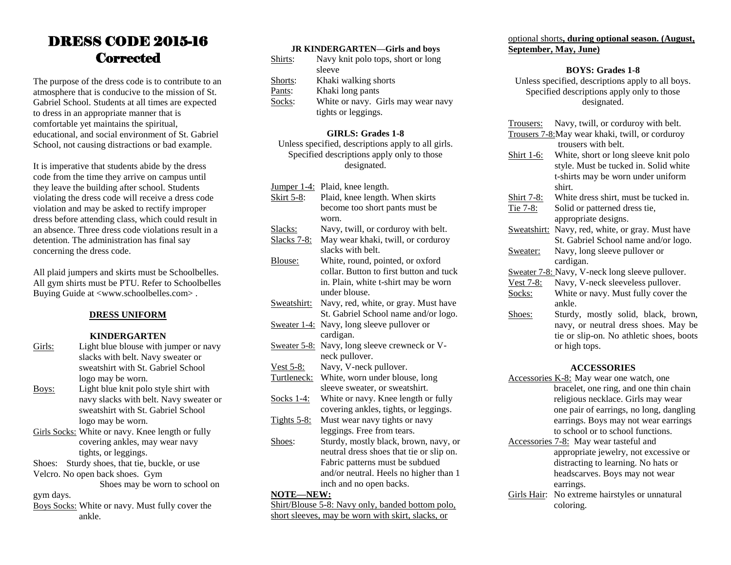# DRESS CODE 2015-16
# Corrected

The purpose of the dress code is to contribute to an atmosphere that is conducive to the mission of St. Gabriel School. Students at all times are expected to dress in an appropriate manner that is comfortable yet maintains the spiritual, educational, and social environment of St. Gabriel School, not causing distractions or bad example.

It is imperative that students abide by the dress code from the time they arrive on campus until they leave the building after school. Students violating the dress code will receive a dress code violation and may be asked to rectify improper dress before attending class, which could result in an absence. Three dress code violations result in a detention. The administration has final say concerning the dress code.

All plaid jumpers and skirts must be Schoolbelles. All gym shirts must be PTU. Refer to Schoolbelles Buying Guide at <www.schoolbelles.com> .

## DRESS UNIFORM

### KINDERGARTEN

Girls: Light blue blouse with jumper or navy slacks with belt. Navy sweater or sweatshirt with St. Gabriel School logo may be worn.

Boys: Light blue knit polo style shirt with navy slacks with belt. Navy sweater or sweatshirt with St. Gabriel School logo may be worn.

Girls Socks: White or navy. Knee length or fully covering ankles, may wear navy tights, or leggings.

Shoes: Sturdy shoes, that tie, buckle, or use Velcro. No open back shoes. Gym Shoes may be worn to school on gym days.

Boys Socks: White or navy. Must fully cover the ankle.

### JR KINDERGARTEN—Girls and boys

Shirts: Navy knit polo tops, short or long sleeve

Shorts: Khaki walking shorts

Pants: Khaki long pants

Socks: White or navy. Girls may wear navy tights or leggings.

### GIRLS: Grades 1-8

Unless specified, descriptions apply to all girls. Specified descriptions apply only to those designated.

Jumper 1-4: Plaid, knee length.

Skirt 5-8: Plaid, knee length. When skirts become too short pants must be worn.

Slacks: Navy, twill, or corduroy with belt.

Slacks 7-8: May wear khaki, twill, or corduroy slacks with belt.

Blouse: White, round, pointed, or oxford collar. Button to first button and tuck in. Plain, white t-shirt may be worn under blouse.

Sweatshirt: Navy, red, white, or gray. Must have St. Gabriel School name and/or logo.

Sweater 1-4: Navy, long sleeve pullover or cardigan.

Sweater 5-8: Navy, long sleeve crewneck or V-neck pullover.

Vest 5-8: Navy, V-neck pullover.

Turtleneck: White, worn under blouse, long sleeve sweater, or sweatshirt.

Socks 1-4: White or navy. Knee length or fully covering ankles, tights, or leggings.

Tights 5-8: Must wear navy tights or navy leggings. Free from tears.

Shoes: Sturdy, mostly black, brown, navy, or neutral dress shoes that tie or slip on. Fabric patterns must be subdued and/or neutral. Heels no higher than 1 inch and no open backs.

**NOTE—NEW:**
Shirt/Blouse 5-8: Navy only, banded bottom polo, short sleeves, may be worn with skirt, slacks, or optional shorts**, during optional season. (August, September, May, June)**

### BOYS: Grades 1-8

Unless specified, descriptions apply to all boys. Specified descriptions apply only to those designated.

Trousers: Navy, twill, or corduroy with belt.

Trousers 7-8: May wear khaki, twill, or corduroy trousers with belt.

Shirt 1-6: White, short or long sleeve knit polo style. Must be tucked in. Solid white t-shirts may be worn under uniform shirt.

Shirt 7-8: White dress shirt, must be tucked in.

Tie 7-8: Solid or patterned dress tie, appropriate designs.

Sweatshirt: Navy, red, white, or gray. Must have St. Gabriel School name and/or logo.

Sweater: Navy, long sleeve pullover or cardigan.

Sweater 7-8: Navy, V-neck long sleeve pullover.

Vest 7-8: Navy, V-neck sleeveless pullover.

Socks: White or navy. Must fully cover the ankle.

Shoes: Sturdy, mostly solid, black, brown, navy, or neutral dress shoes. May be tie or slip-on. No athletic shoes, boots or high tops.

### ACCESSORIES

Accessories K-8: May wear one watch, one bracelet, one ring, and one thin chain religious necklace. Girls may wear one pair of earrings, no long, dangling earrings. Boys may not wear earrings to school or to school functions.

Accessories 7-8: May wear tasteful and appropriate jewelry, not excessive or distracting to learning. No hats or headscarves. Boys may not wear earrings.

Girls Hair: No extreme hairstyles or unnatural coloring.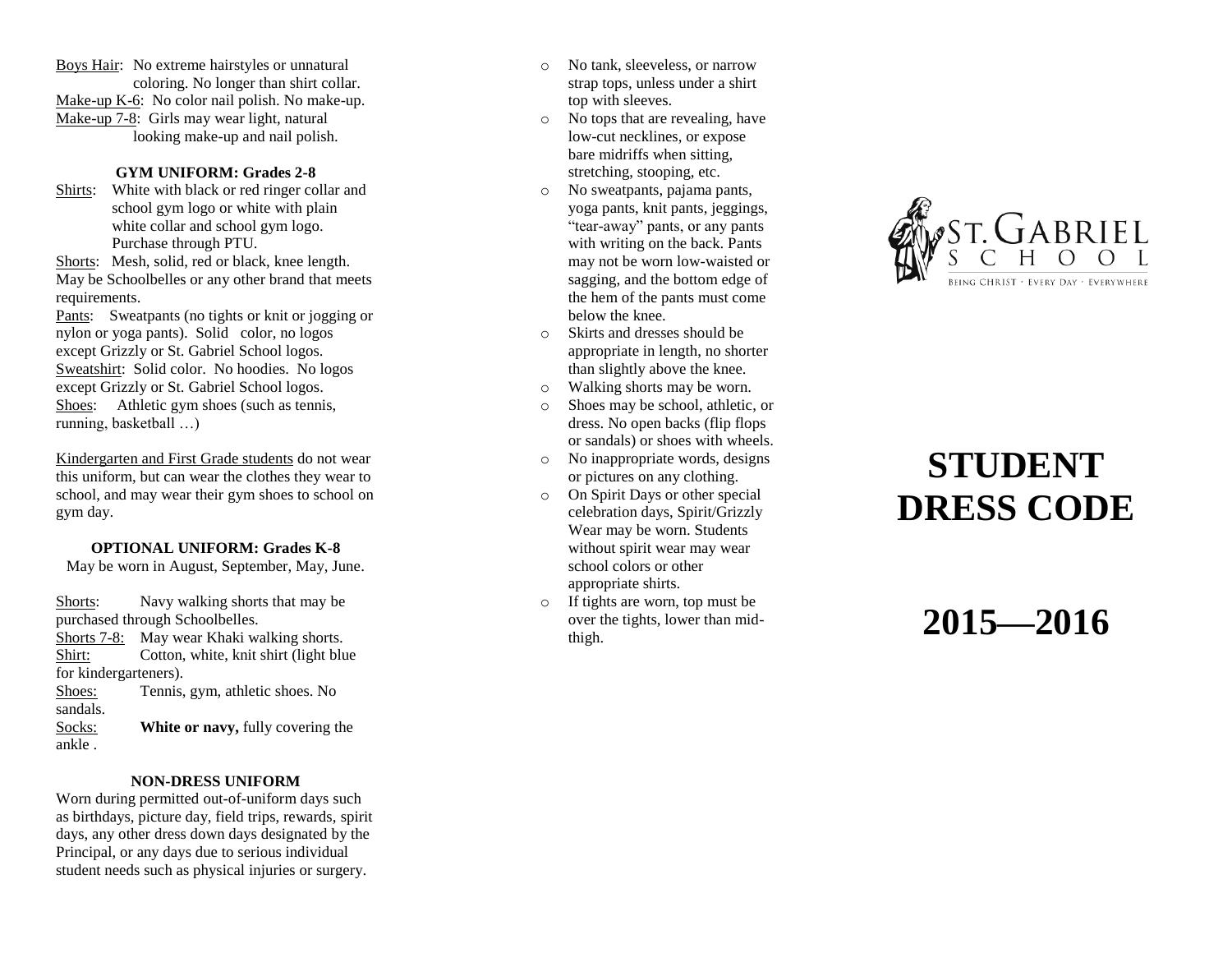Boys Hair: No extreme hairstyles or unnatural coloring. No longer than shirt collar.
Make-up K-6: No color nail polish. No make-up.
Make-up 7-8: Girls may wear light, natural looking make-up and nail polish.

**GYM UNIFORM: Grades 2-8**

Shirts: White with black or red ringer collar and school gym logo or white with plain white collar and school gym logo. Purchase through PTU.
Shorts: Mesh, solid, red or black, knee length. May be Schoolbelles or any other brand that meets requirements.
Pants: Sweatpants (no tights or knit or jogging or nylon or yoga pants). Solid color, no logos except Grizzly or St. Gabriel School logos.
Sweatshirt: Solid color. No hoodies. No logos except Grizzly or St. Gabriel School logos.
Shoes: Athletic gym shoes (such as tennis, running, basketball …)

Kindergarten and First Grade students do not wear this uniform, but can wear the clothes they wear to school, and may wear their gym shoes to school on gym day.

**OPTIONAL UNIFORM: Grades K-8**

May be worn in August, September, May, June.

Shorts: Navy walking shorts that may be purchased through Schoolbelles.
Shorts 7-8: May wear Khaki walking shorts.
Shirt: Cotton, white, knit shirt (light blue for kindergarteners).
Shoes: Tennis, gym, athletic shoes. No sandals.
Socks: **White or navy,** fully covering the ankle .

**NON-DRESS UNIFORM**

Worn during permitted out-of-uniform days such as birthdays, picture day, field trips, rewards, spirit days, any other dress down days designated by the Principal, or any days due to serious individual student needs such as physical injuries or surgery.

- No tank, sleeveless, or narrow strap tops, unless under a shirt top with sleeves.
- No tops that are revealing, have low-cut necklines, or expose bare midriffs when sitting, stretching, stooping, etc.
- No sweatpants, pajama pants, yoga pants, knit pants, jeggings, "tear-away" pants, or any pants with writing on the back. Pants may not be worn low-waisted or sagging, and the bottom edge of the hem of the pants must come below the knee.
- Skirts and dresses should be appropriate in length, no shorter than slightly above the knee.
- Walking shorts may be worn.
- Shoes may be school, athletic, or dress. No open backs (flip flops or sandals) or shoes with wheels.
- No inappropriate words, designs or pictures on any clothing.
- On Spirit Days or other special celebration days, Spirit/Grizzly Wear may be worn. Students without spirit wear may wear school colors or other appropriate shirts.
- If tights are worn, top must be over the tights, lower than mid-thigh.

ST. GABRIEL SCHOOL

BEING CHRIST · EVERY DAY · EVERYWHERE

# STUDENT DRESS CODE

# 2015—2016